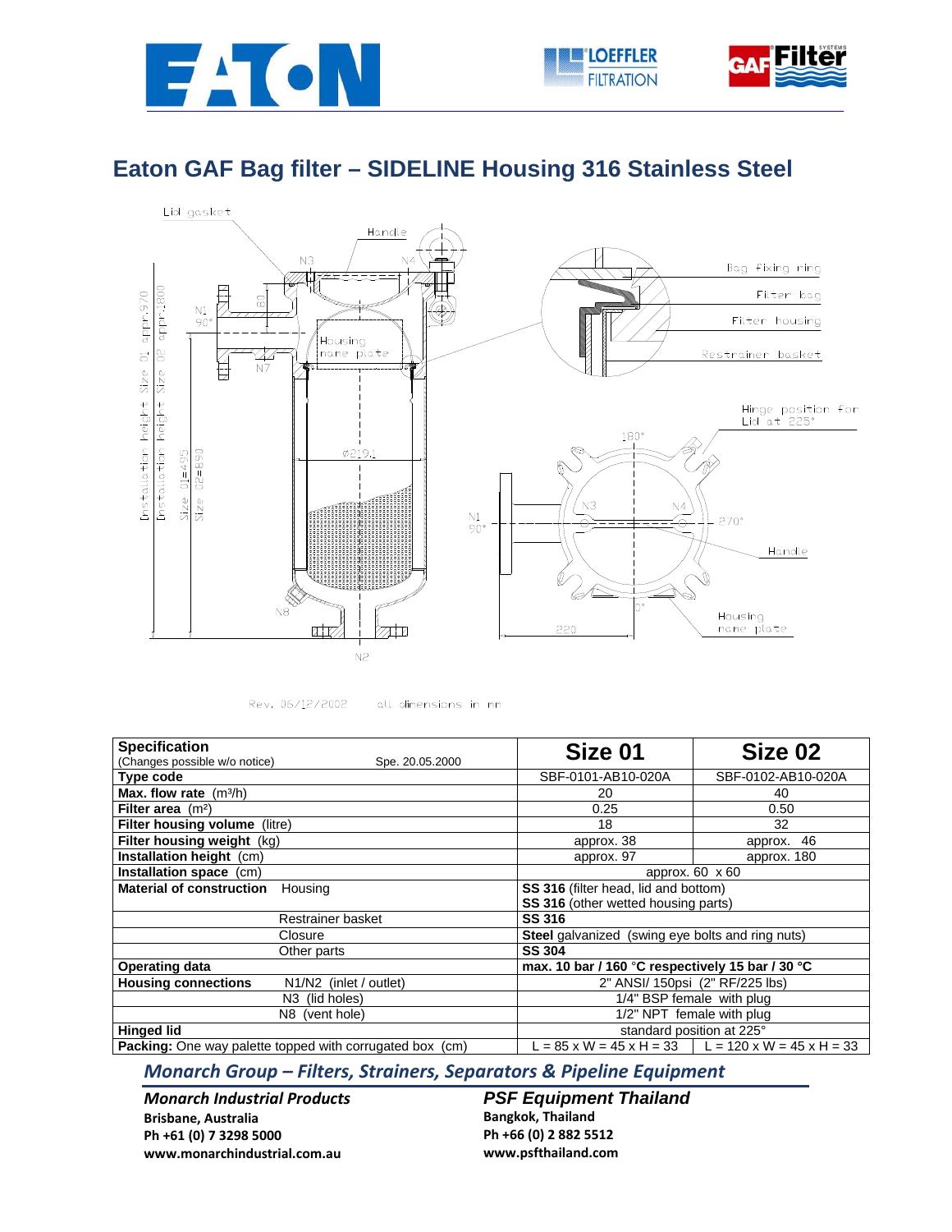# Eaton GAF Bag filter – SIDELINE Housing 316 Stainless Steel

Rev. 06/12/2002 all dimensions in mm

| Specification (Changes possible w/o notice) Spe. 20.05.2000 | Size 01 | Size 02 |
|---|---|---|
| **Type code** | SBF-0101-AB10-020A | SBF-0102-AB10-020A |
| **Max. flow rate** (m³/h) | 20 | 40 |
| **Filter area** (m²) | 0.25 | 0.50 |
| **Filter housing volume** (litre) | 18 | 32 |
| **Filter housing weight** (kg) | approx. 38 | approx. 46 |
| **Installation height** (cm) | approx. 97 | approx. 180 |
| **Installation space** (cm) | approx. 60 x 60 | |
| **Material of construction** Housing | **SS 316** (filter head, lid and bottom) **SS 316** (other wetted housing parts) | |
| Restrainer basket | **SS 316** | |
| Closure | **Steel** galvanized (swing eye bolts and ring nuts) | |
| Other parts | **SS 304** | |
| **Operating data** | **max. 10 bar / 160 °C respectively 15 bar / 30 °C** | |
| **Housing connections** N1/N2 (inlet / outlet) | 2" ANSI/ 150psi (2" RF/225 lbs) | |
| N3 (lid holes) | 1/4" BSP female with plug | |
| N8 (vent hole) | 1/2" NPT female with plug | |
| **Hinged lid** | standard position at 225° | |
| **Packing:** One way palette topped with corrugated box (cm) | L = 85 x W = 45 x H = 33 | L = 120 x W = 45 x H = 33 |

## *Monarch Group – Filters, Strainers, Separators & Pipeline Equipment*

***Monarch Industrial Products***
**Brisbane, Australia**
**Ph +61 (0) 7 3298 5000**
**www.monarchindustrial.com.au**

***PSF Equipment Thailand***
**Bangkok, Thailand**
**Ph +66 (0) 2 882 5512**
**www.psfthailand.com**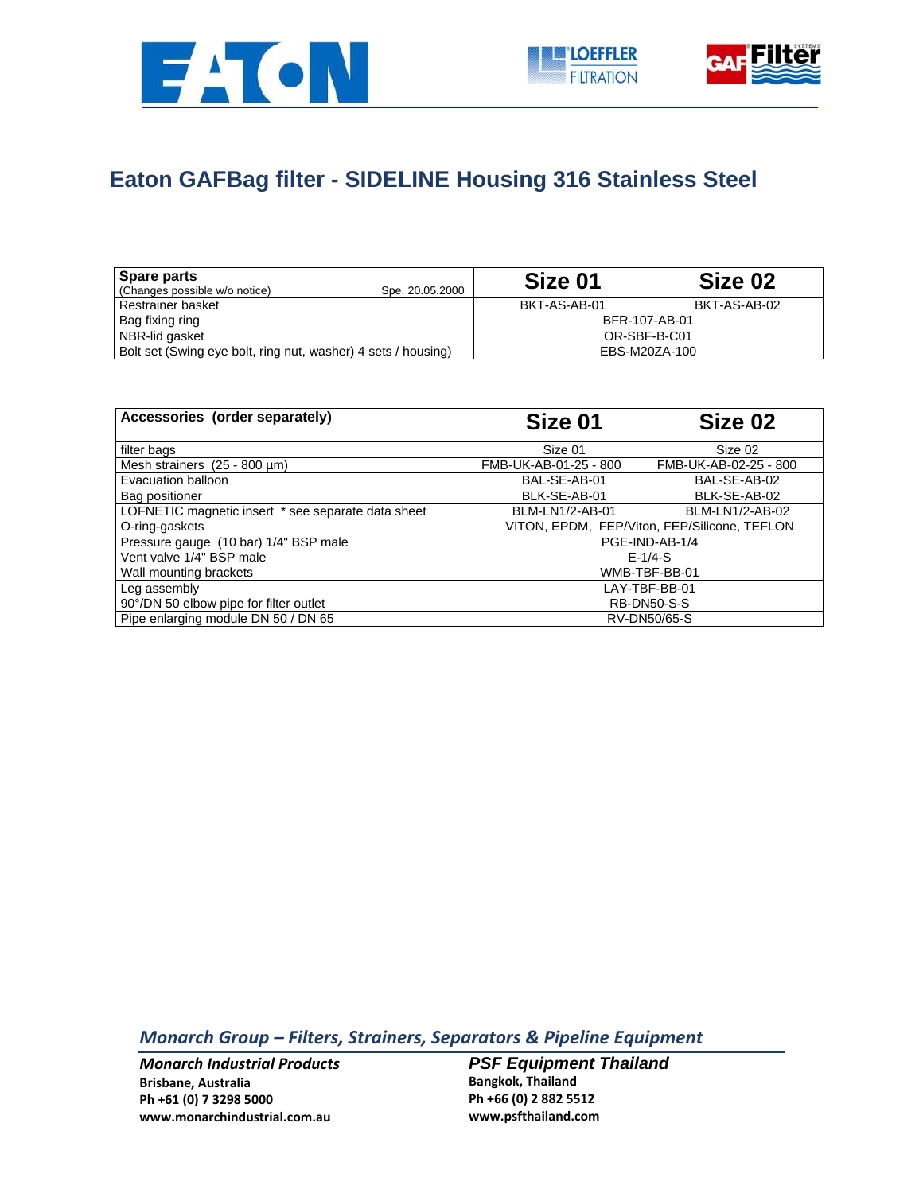# Eaton GAFBag filter - SIDELINE Housing 316 Stainless Steel

| **Spare parts** (Changes possible w/o notice) Spe. 20.05.2000 | **Size 01** | **Size 02** |
|---|---|---|
| Restrainer basket | BKT-AS-AB-01 | BKT-AS-AB-02 |
| Bag fixing ring | BFR-107-AB-01 | |
| NBR-lid gasket | OR-SBF-B-C01 | |
| Bolt set (Swing eye bolt, ring nut, washer) 4 sets / housing) | EBS-M20ZA-100 | |

| **Accessories (order separately)** | **Size 01** | **Size 02** |
|---|---|---|
| filter bags | Size 01 | Size 02 |
| Mesh strainers (25 - 800 µm) | FMB-UK-AB-01-25 - 800 | FMB-UK-AB-02-25 - 800 |
| Evacuation balloon | BAL-SE-AB-01 | BAL-SE-AB-02 |
| Bag positioner | BLK-SE-AB-01 | BLK-SE-AB-02 |
| LOFNETIC magnetic insert * see separate data sheet | BLM-LN1/2-AB-01 | BLM-LN1/2-AB-02 |
| O-ring-gaskets | VITON, EPDM, FEP/Viton, FEP/Silicone, TEFLON | |
| Pressure gauge (10 bar) 1/4" BSP male | PGE-IND-AB-1/4 | |
| Vent valve 1/4" BSP male | E-1/4-S | |
| Wall mounting brackets | WMB-TBF-BB-01 | |
| Leg assembly | LAY-TBF-BB-01 | |
| 90°/DN 50 elbow pipe for filter outlet | RB-DN50-S-S | |
| Pipe enlarging module DN 50 / DN 65 | RV-DN50/65-S | |

*Monarch Group – Filters, Strainers, Separators & Pipeline Equipment*

***Monarch Industrial Products***
**Brisbane, Australia**
**Ph +61 (0) 7 3298 5000**
**www.monarchindustrial.com.au**

***PSF Equipment Thailand***
**Bangkok, Thailand**
**Ph +66 (0) 2 882 5512**
**www.psfthailand.com**